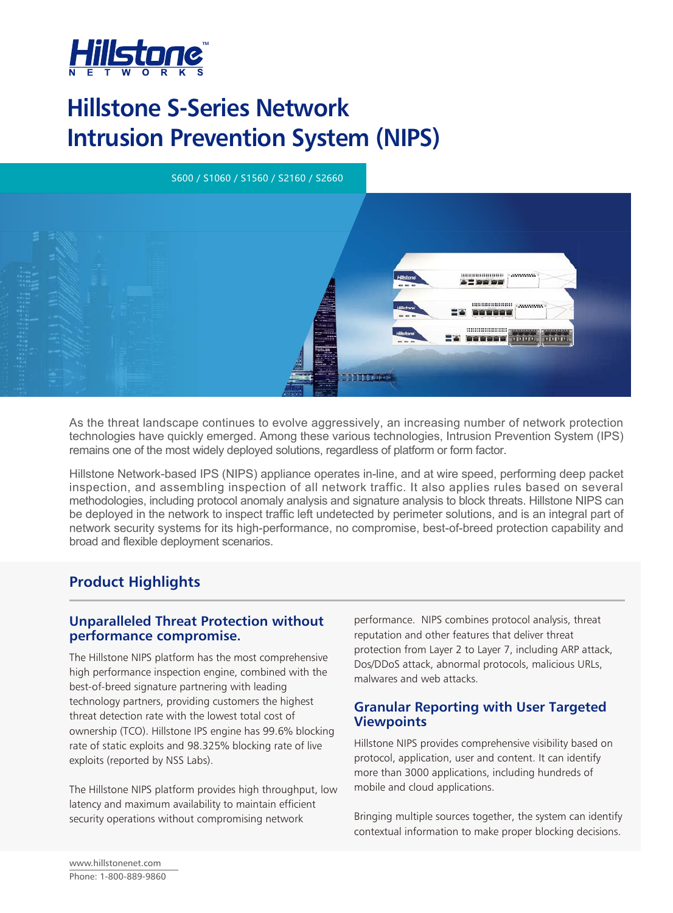# Hillstone S-Series Network Intrusion Prevention System (NIPS)

S600 / S1060 / S1560 / S2160 / S2660

As the threat landscape continues to evolve aggressively, an increasing number of network protection technologies have quickly emerged. Among these various technologies, Intrusion Prevention System (IPS) remains one of the most widely deployed solutions, regardless of platform or form factor.

Hillstone Network-based IPS (NIPS) appliance operates in-line, and at wire speed, performing deep packet inspection, and assembling inspection of all network traffic. It also applies rules based on several methodologies, including protocol anomaly analysis and signature analysis to block threats. Hillstone NIPS can be deployed in the network to inspect traffic left undetected by perimeter solutions, and is an integral part of network security systems for its high-performance, no compromise, best-of-breed protection capability and broad and flexible deployment scenarios.

## Product Highlights

### Unparalleled Threat Protection without performance compromise.

The Hillstone NIPS platform has the most comprehensive high performance inspection engine, combined with the best-of-breed signature partnering with leading technology partners, providing customers the highest threat detection rate with the lowest total cost of ownership (TCO). Hillstone IPS engine has 99.6% blocking rate of static exploits and 98.325% blocking rate of live exploits (reported by NSS Labs).

The Hillstone NIPS platform provides high throughput, low latency and maximum availability to maintain efficient security operations without compromising network performance. NIPS combines protocol analysis, threat reputation and other features that deliver threat protection from Layer 2 to Layer 7, including ARP attack, Dos/DDoS attack, abnormal protocols, malicious URLs, malwares and web attacks.

### Granular Reporting with User Targeted Viewpoints

Hillstone NIPS provides comprehensive visibility based on protocol, application, user and content. It can identify more than 3000 applications, including hundreds of mobile and cloud applications.

Bringing multiple sources together, the system can identify contextual information to make proper blocking decisions.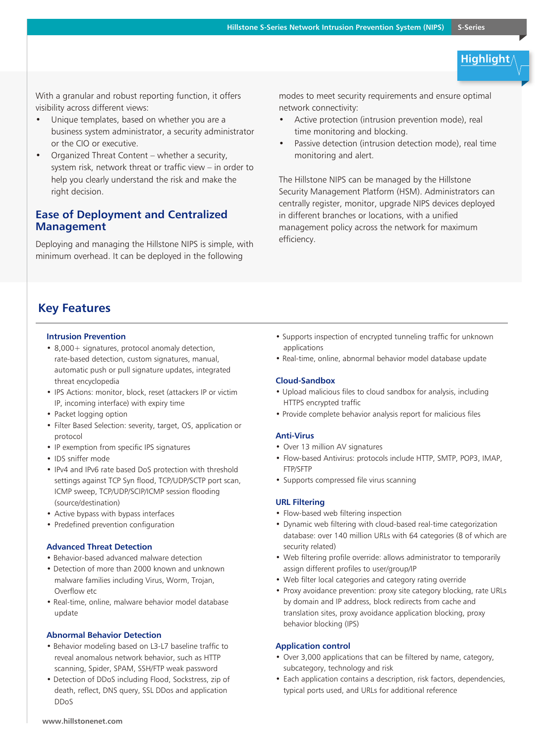## Highlight

With a granular and robust reporting function, it offers visibility across different views:

- Unique templates, based on whether you are a business system administrator, a security administrator or the CIO or executive.
- Organized Threat Content – whether a security, system risk, network threat or traffic view – in order to help you clearly understand the risk and make the right decision.

### Ease of Deployment and Centralized Management

Deploying and managing the Hillstone NIPS is simple, with minimum overhead. It can be deployed in the following modes to meet security requirements and ensure optimal network connectivity:

- Active protection (intrusion prevention mode), real time monitoring and blocking.
- Passive detection (intrusion detection mode), real time monitoring and alert.

The Hillstone NIPS can be managed by the Hillstone Security Management Platform (HSM). Administrators can centrally register, monitor, upgrade NIPS devices deployed in different branches or locations, with a unified management policy across the network for maximum efficiency.

## Key Features

### Intrusion Prevention

- 8,000+ signatures, protocol anomaly detection, rate-based detection, custom signatures, manual, automatic push or pull signature updates, integrated threat encyclopedia
- IPS Actions: monitor, block, reset (attackers IP or victim IP, incoming interface) with expiry time
- Packet logging option
- Filter Based Selection: severity, target, OS, application or protocol
- IP exemption from specific IPS signatures
- IDS sniffer mode
- IPv4 and IPv6 rate based DoS protection with threshold settings against TCP Syn flood, TCP/UDP/SCTP port scan, ICMP sweep, TCP/UDP/SCIP/ICMP session flooding (source/destination)
- Active bypass with bypass interfaces
- Predefined prevention configuration

### Advanced Threat Detection

- Behavior-based advanced malware detection
- Detection of more than 2000 known and unknown malware families including Virus, Worm, Trojan, Overflow etc
- Real-time, online, malware behavior model database update

### Abnormal Behavior Detection

- Behavior modeling based on L3-L7 baseline traffic to reveal anomalous network behavior, such as HTTP scanning, Spider, SPAM, SSH/FTP weak password
- Detection of DDoS including Flood, Sockstress, zip of death, reflect, DNS query, SSL DDos and application DDoS
- Supports inspection of encrypted tunneling traffic for unknown applications
- Real-time, online, abnormal behavior model database update

### Cloud-Sandbox

- Upload malicious files to cloud sandbox for analysis, including HTTPS encrypted traffic
- Provide complete behavior analysis report for malicious files

### Anti-Virus

- Over 13 million AV signatures
- Flow-based Antivirus: protocols include HTTP, SMTP, POP3, IMAP, FTP/SFTP
- Supports compressed file virus scanning

### URL Filtering

- Flow-based web filtering inspection
- Dynamic web filtering with cloud-based real-time categorization database: over 140 million URLs with 64 categories (8 of which are security related)
- Web filtering profile override: allows administrator to temporarily assign different profiles to user/group/IP
- Web filter local categories and category rating override
- Proxy avoidance prevention: proxy site category blocking, rate URLs by domain and IP address, block redirects from cache and translation sites, proxy avoidance application blocking, proxy behavior blocking (IPS)

### Application control

- Over 3,000 applications that can be filtered by name, category, subcategory, technology and risk
- Each application contains a description, risk factors, dependencies, typical ports used, and URLs for additional reference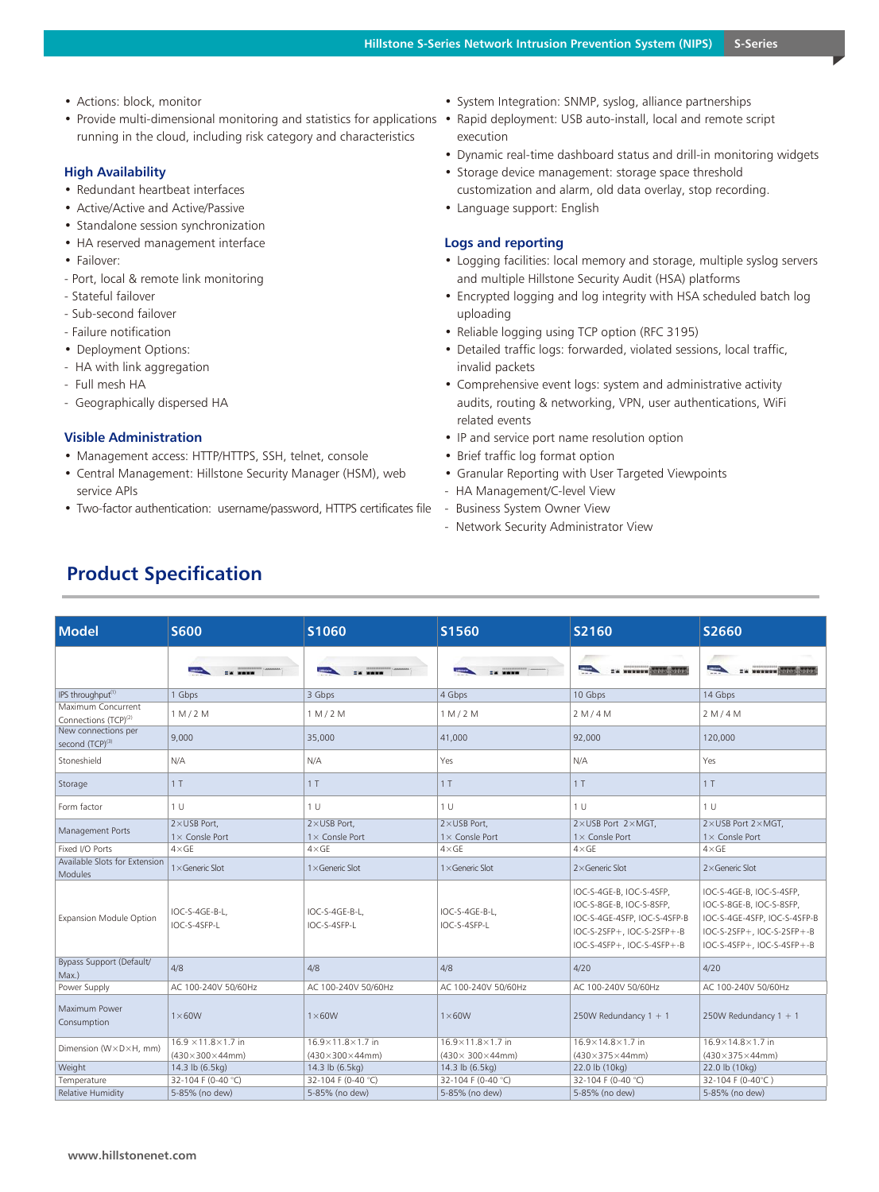- Actions: block, monitor
- Provide multi-dimensional monitoring and statistics for applications running in the cloud, including risk category and characteristics

### High Availability

- Redundant heartbeat interfaces
- Active/Active and Active/Passive
- Standalone session synchronization
- HA reserved management interface
- Failover:
- Port, local & remote link monitoring
- Stateful failover
- Sub-second failover
- Failure notification
- Deployment Options:
- HA with link aggregation
- Full mesh HA
- Geographically dispersed HA

### Visible Administration

- Management access: HTTP/HTTPS, SSH, telnet, console
- Central Management: Hillstone Security Manager (HSM), web service APIs
- Two-factor authentication: username/password, HTTPS certificates file
- System Integration: SNMP, syslog, alliance partnerships
- Rapid deployment: USB auto-install, local and remote script execution
- Dynamic real-time dashboard status and drill-in monitoring widgets
- Storage device management: storage space threshold customization and alarm, old data overlay, stop recording.
- Language support: English

### Logs and reporting

- Logging facilities: local memory and storage, multiple syslog servers and multiple Hillstone Security Audit (HSA) platforms
- Encrypted logging and log integrity with HSA scheduled batch log uploading
- Reliable logging using TCP option (RFC 3195)
- Detailed traffic logs: forwarded, violated sessions, local traffic, invalid packets
- Comprehensive event logs: system and administrative activity audits, routing & networking, VPN, user authentications, WiFi related events
- IP and service port name resolution option
- Brief traffic log format option
- Granular Reporting with User Targeted Viewpoints
- HA Management/C-level View
- Business System Owner View
- Network Security Administrator View

## Product Specification

| Model | S600 | S1060 | S1560 | S2160 | S2660 |
|---|---|---|---|---|---|
| IPS throughput[1] | 1 Gbps | 3 Gbps | 4 Gbps | 10 Gbps | 14 Gbps |
| Maximum Concurrent Connections (TCP)[2] | 1 M / 2 M | 1 M / 2 M | 1 M / 2 M | 2 M / 4 M | 2 M / 4 M |
| New connections per second (TCP)[3] | 9,000 | 35,000 | 41,000 | 92,000 | 120,000 |
| Stoneshield | N/A | N/A | Yes | N/A | Yes |
| Storage | 1 T | 1 T | 1 T | 1 T | 1 T |
| Form factor | 1 U | 1 U | 1 U | 1 U | 1 U |
| Management Ports | 2×USB Port, 1× Console Port | 2×USB Port, 1× Console Port | 2×USB Port, 1× Console Port | 2×USB Port 2×MGT, 1× Console Port | 2×USB Port 2×MGT, 1× Console Port |
| Fixed I/O Ports | 4×GE | 4×GE | 4×GE | 4×GE | 4×GE |
| Available Slots for Extension Modules | 1×Generic Slot | 1×Generic Slot | 1×Generic Slot | 2×Generic Slot | 2×Generic Slot |
| Expansion Module Option | IOC-S-4GE-B-L, IOC-S-4SFP-L | IOC-S-4GE-B-L, IOC-S-4SFP-L | IOC-S-4GE-B-L, IOC-S-4SFP-L | IOC-S-4GE-B, IOC-S-4SFP, IOC-S-8GE-B, IOC-S-8SFP, IOC-S-4GE-4SFP, IOC-S-4SFP-B IOC-S-2SFP+, IOC-S-2SFP+-B IOC-S-4SFP+, IOC-S-4SFP+-B | IOC-S-4GE-B, IOC-S-4SFP, IOC-S-8GE-B, IOC-S-8SFP, IOC-S-4GE-4SFP, IOC-S-4SFP-B IOC-S-2SFP+, IOC-S-2SFP+-B IOC-S-4SFP+, IOC-S-4SFP+-B |
| Bypass Support (Default/ Max.) | 4/8 | 4/8 | 4/8 | 4/20 | 4/20 |
| Power Supply | AC 100-240V 50/60Hz | AC 100-240V 50/60Hz | AC 100-240V 50/60Hz | AC 100-240V 50/60Hz | AC 100-240V 50/60Hz |
| Maximum Power Consumption | 1×60W | 1×60W | 1×60W | 250W Redundancy 1 + 1 | 250W Redundancy 1 + 1 |
| Dimension (W×D×H, mm) | 16.9 ×11.8×1.7 in (430×300×44mm) | 16.9×11.8×1.7 in (430×300×44mm) | 16.9×11.8×1.7 in (430× 300×44mm) | 16.9×14.8×1.7 in (430×375×44mm) | 16.9×14.8×1.7 in (430×375×44mm) |
| Weight | 14.3 lb (6.5kg) | 14.3 lb (6.5kg) | 14.3 lb (6.5kg) | 22.0 lb (10kg) | 22.0 lb (10kg) |
| Temperature | 32-104 F (0-40 ℃) | 32-104 F (0-40 ℃) | 32-104 F (0-40 ℃) | 32-104 F (0-40 ℃) | 32-104 F (0-40℃ ) |
| Relative Humidity | 5-85% (no dew) | 5-85% (no dew) | 5-85% (no dew) | 5-85% (no dew) | 5-85% (no dew) |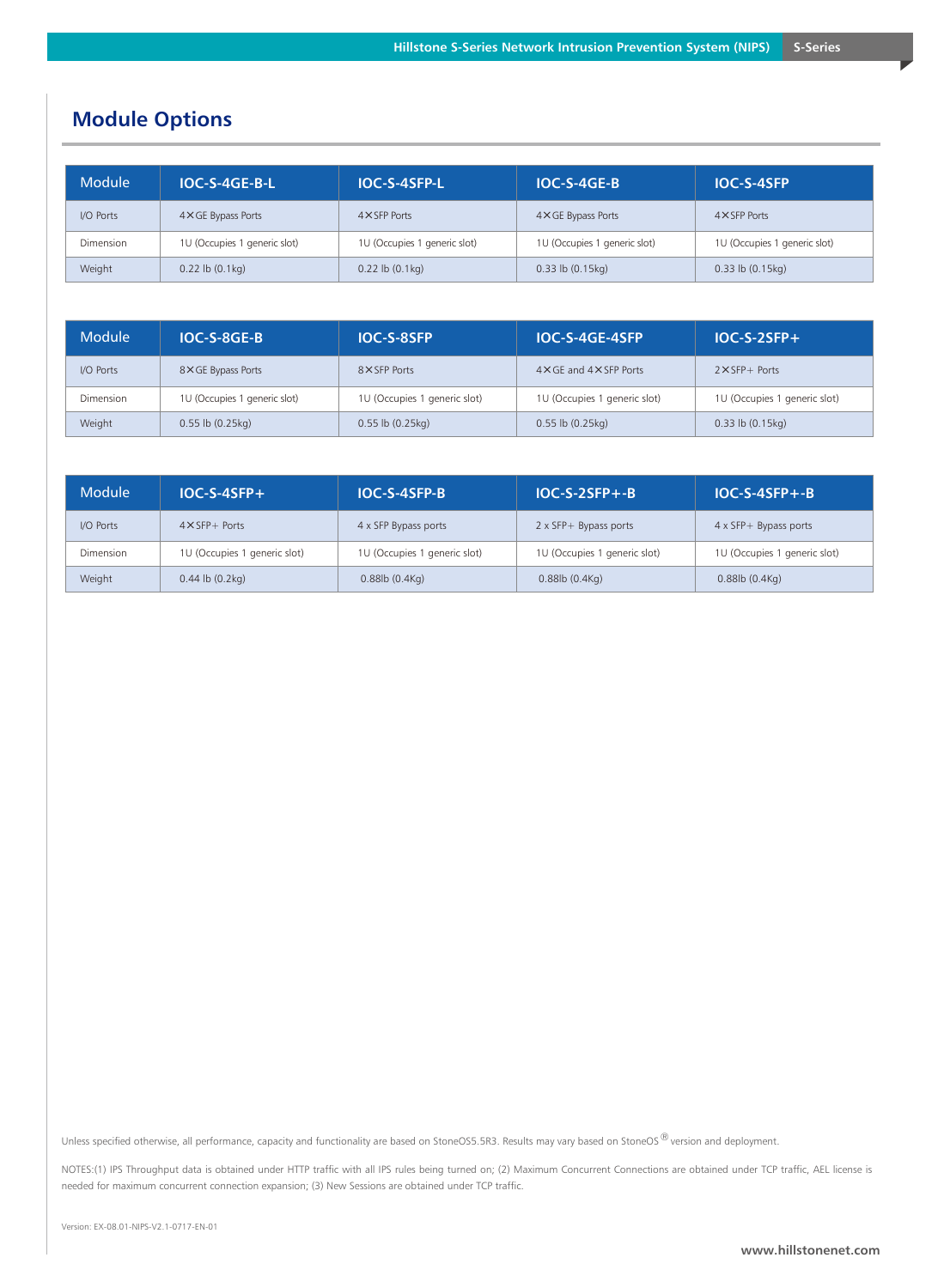## Module Options

| Module | IOC-S-4GE-B-L | IOC-S-4SFP-L | IOC-S-4GE-B | IOC-S-4SFP |
|---|---|---|---|---|
| I/O Ports | 4×GE Bypass Ports | 4×SFP Ports | 4×GE Bypass Ports | 4×SFP Ports |
| Dimension | 1U (Occupies 1 generic slot) | 1U (Occupies 1 generic slot) | 1U (Occupies 1 generic slot) | 1U (Occupies 1 generic slot) |
| Weight | 0.22 lb (0.1kg) | 0.22 lb (0.1kg) | 0.33 lb (0.15kg) | 0.33 lb (0.15kg) |

| Module | IOC-S-8GE-B | IOC-S-8SFP | IOC-S-4GE-4SFP | IOC-S-2SFP+ |
|---|---|---|---|---|
| I/O Ports | 8×GE Bypass Ports | 8×SFP Ports | 4×GE and 4×SFP Ports | 2×SFP+ Ports |
| Dimension | 1U (Occupies 1 generic slot) | 1U (Occupies 1 generic slot) | 1U (Occupies 1 generic slot) | 1U (Occupies 1 generic slot) |
| Weight | 0.55 lb (0.25kg) | 0.55 lb (0.25kg) | 0.55 lb (0.25kg) | 0.33 lb (0.15kg) |

| Module | IOC-S-4SFP+ | IOC-S-4SFP-B | IOC-S-2SFP+-B | IOC-S-4SFP+-B |
|---|---|---|---|---|
| I/O Ports | 4×SFP+ Ports | 4 x SFP Bypass ports | 2 x SFP+ Bypass ports | 4 x SFP+ Bypass ports |
| Dimension | 1U (Occupies 1 generic slot) | 1U (Occupies 1 generic slot) | 1U (Occupies 1 generic slot) | 1U (Occupies 1 generic slot) |
| Weight | 0.44 lb (0.2kg) | 0.88lb (0.4Kg) | 0.88lb (0.4Kg) | 0.88lb (0.4Kg) |

Unless specified otherwise, all performance, capacity and functionality are based on StoneOS5.5R3. Results may vary based on StoneOS® version and deployment.

NOTES:(1) IPS Throughput data is obtained under HTTP traffic with all IPS rules being turned on; (2) Maximum Concurrent Connections are obtained under TCP traffic, AEL license is needed for maximum concurrent connection expansion; (3) New Sessions are obtained under TCP traffic.

Version: EX-08.01-NIPS-V2.1-0717-EN-01

www.hillstonenet.com